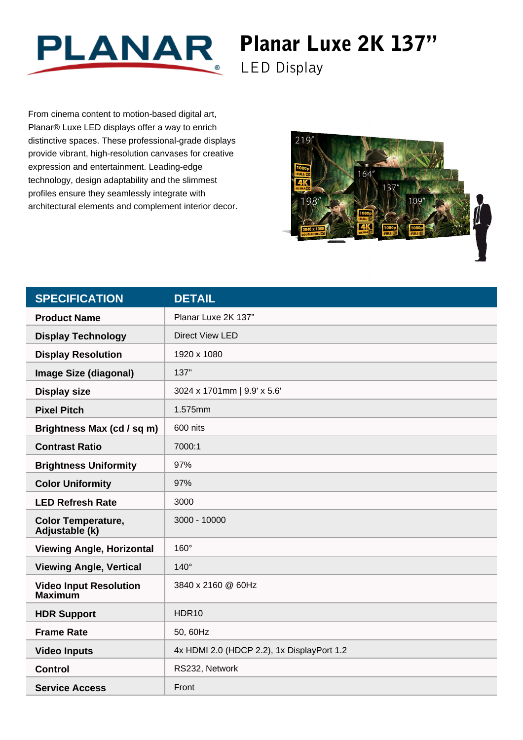# Planar Luxe 2K 137"

## LED Display

From cinema content to motion-based digital art, Planar® Luxe LED displays offer a way to enrich distinctive spaces. These professional-grade displays provide vibrant, high-resolution canvases for creative expression and entertainment. Leading-edge technology, design adaptability and the slimmest profiles ensure they seamlessly integrate with architectural elements and complement interior decor.

| SPECIFICATION | DETAIL |
|---|---|
| **Product Name** | Planar Luxe 2K 137" |
| **Display Technology** | Direct View LED |
| **Display Resolution** | 1920 x 1080 |
| **Image Size (diagonal)** | 137" |
| **Display size** | 3024 x 1701mm \| 9.9' x 5.6' |
| **Pixel Pitch** | 1.575mm |
| **Brightness Max (cd / sq m)** | 600 nits |
| **Contrast Ratio** | 7000:1 |
| **Brightness Uniformity** | 97% |
| **Color Uniformity** | 97% |
| **LED Refresh Rate** | 3000 |
| **Color Temperature, Adjustable (k)** | 3000 - 10000 |
| **Viewing Angle, Horizontal** | 160° |
| **Viewing Angle, Vertical** | 140° |
| **Video Input Resolution Maximum** | 3840 x 2160 @ 60Hz |
| **HDR Support** | HDR10 |
| **Frame Rate** | 50, 60Hz |
| **Video Inputs** | 4x HDMI 2.0 (HDCP 2.2), 1x DisplayPort 1.2 |
| **Control** | RS232, Network |
| **Service Access** | Front |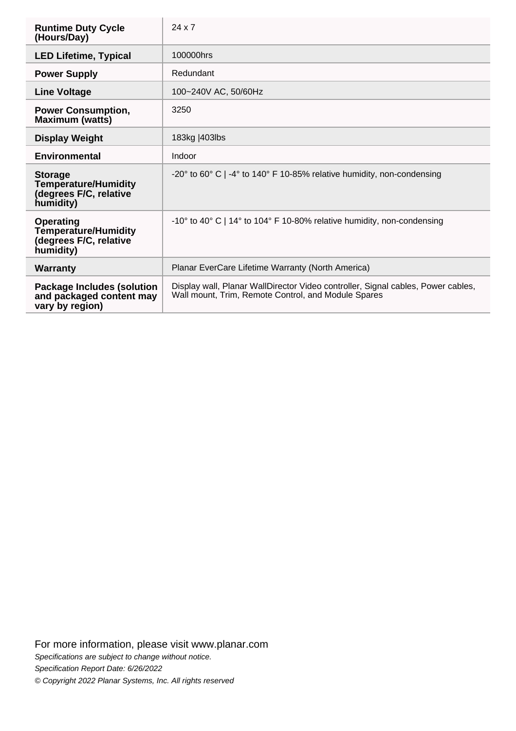| | |
|---|---|
| **Runtime Duty Cycle (Hours/Day)** | 24 x 7 |
| **LED Lifetime, Typical** | 100000hrs |
| **Power Supply** | Redundant |
| **Line Voltage** | 100~240V AC, 50/60Hz |
| **Power Consumption, Maximum (watts)** | 3250 |
| **Display Weight** | 183kg \|403lbs |
| **Environmental** | Indoor |
| **Storage Temperature/Humidity (degrees F/C, relative humidity)** | -20° to 60° C \| -4° to 140° F 10-85% relative humidity, non-condensing |
| **Operating Temperature/Humidity (degrees F/C, relative humidity)** | -10° to 40° C \| 14° to 104° F 10-80% relative humidity, non-condensing |
| **Warranty** | Planar EverCare Lifetime Warranty (North America) |
| **Package Includes (solution and packaged content may vary by region)** | Display wall, Planar WallDirector Video controller, Signal cables, Power cables, Wall mount, Trim, Remote Control, and Module Spares |

For more information, please visit www.planar.com

*Specifications are subject to change without notice.*

*Specification Report Date: 6/26/2022*

*© Copyright 2022 Planar Systems, Inc. All rights reserved*